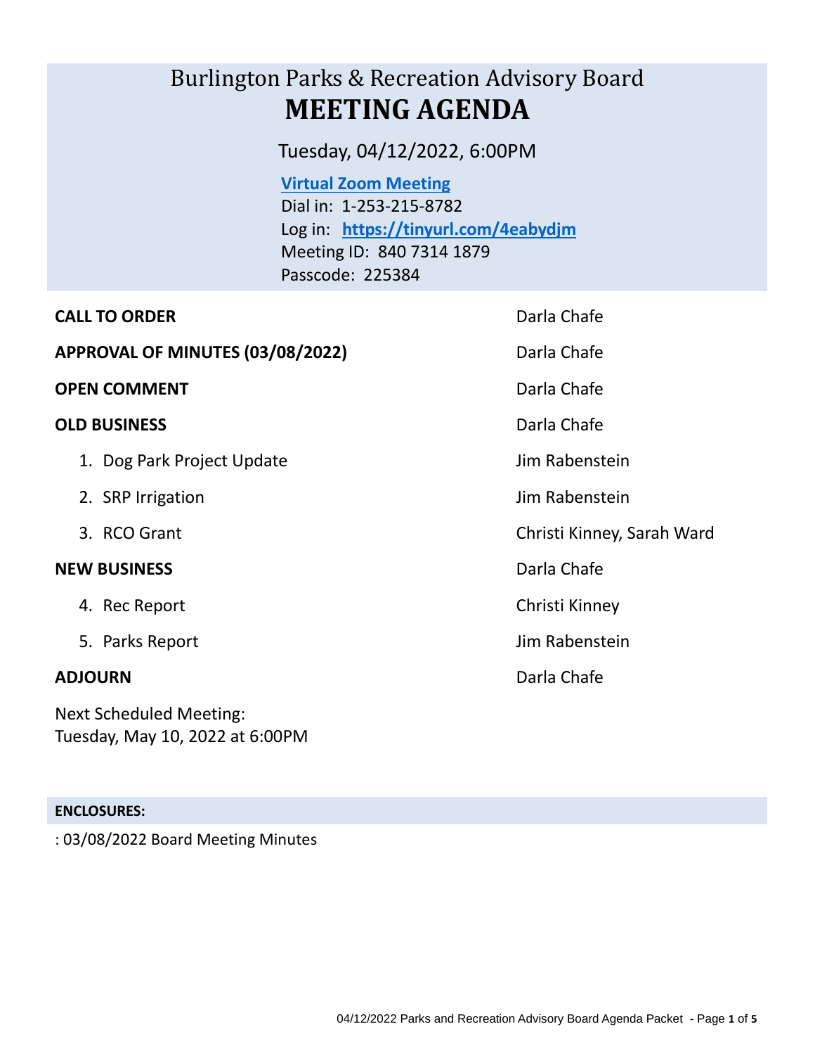# Burlington Parks & Recreation Advisory Board

# MEETING AGENDA

Tuesday, 04/12/2022, 6:00PM

**Virtual Zoom Meeting**
Dial in: 1-253-215-8782
Log in: **https://tinyurl.com/4eabydjm**
Meeting ID: 840 7314 1879
Passcode: 225384

| | |
|---|---|
| **CALL TO ORDER** | Darla Chafe |
| **APPROVAL OF MINUTES (03/08/2022)** | Darla Chafe |
| **OPEN COMMENT** | Darla Chafe |
| **OLD BUSINESS** | Darla Chafe |
| 1. Dog Park Project Update | Jim Rabenstein |
| 2. SRP Irrigation | Jim Rabenstein |
| 3. RCO Grant | Christi Kinney, Sarah Ward |
| **NEW BUSINESS** | Darla Chafe |
| 4. Rec Report | Christi Kinney |
| 5. Parks Report | Jim Rabenstein |
| **ADJOURN** | Darla Chafe |

Next Scheduled Meeting:
Tuesday, May 10, 2022 at 6:00PM

**ENCLOSURES:**

: 03/08/2022 Board Meeting Minutes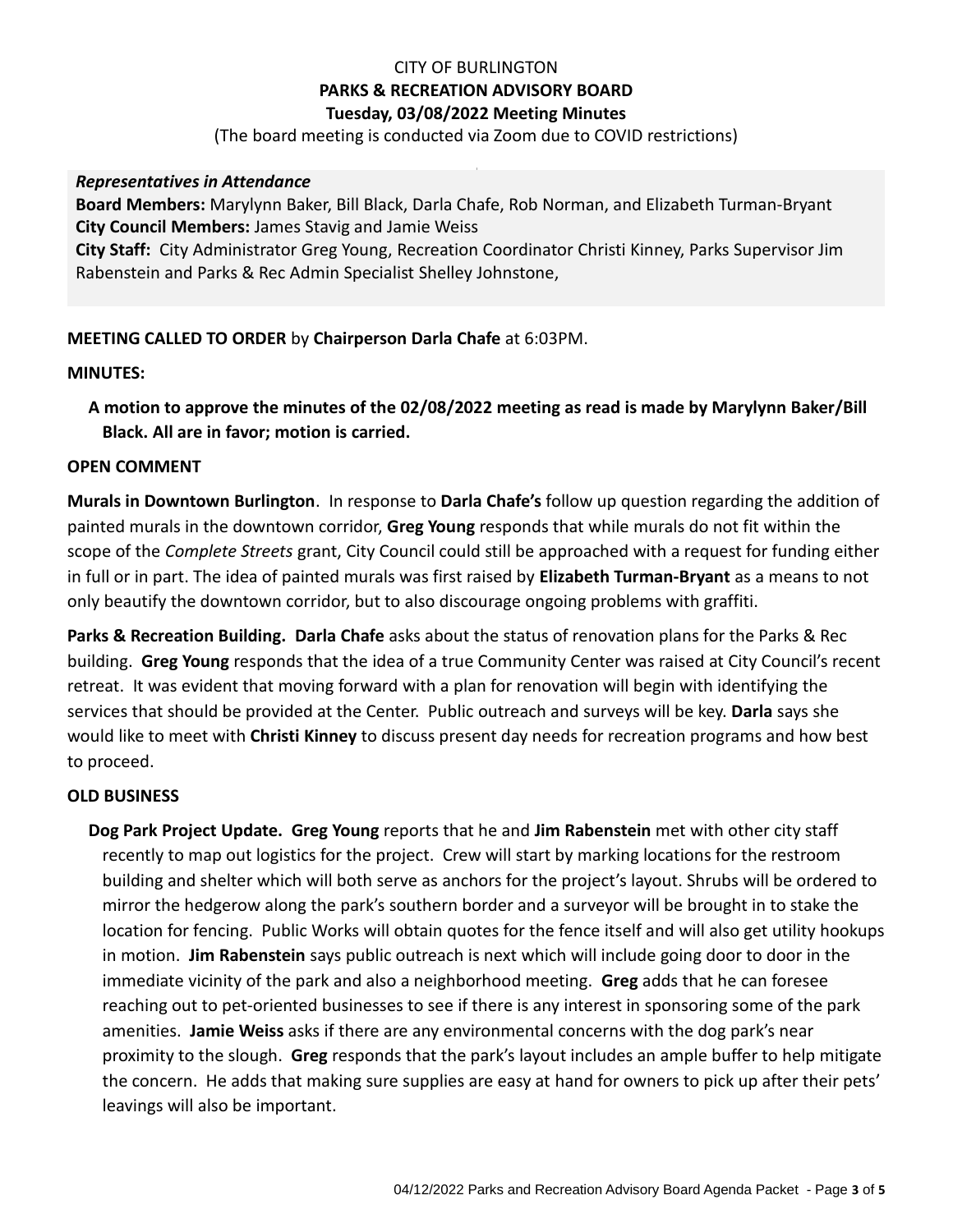# CITY OF BURLINGTON
## PARKS & RECREATION ADVISORY BOARD
### Tuesday, 03/08/2022 Meeting Minutes

(The board meeting is conducted via Zoom due to COVID restrictions)

***Representatives in Attendance***

**Board Members:** Marylynn Baker, Bill Black, Darla Chafe, Rob Norman, and Elizabeth Turman-Bryant
**City Council Members:** James Stavig and Jamie Weiss
**City Staff:** City Administrator Greg Young, Recreation Coordinator Christi Kinney, Parks Supervisor Jim Rabenstein and Parks & Rec Admin Specialist Shelley Johnstone,

**MEETING CALLED TO ORDER** by **Chairperson Darla Chafe** at 6:03PM.

**MINUTES:**

**A motion to approve the minutes of the 02/08/2022 meeting as read is made by Marylynn Baker/Bill Black. All are in favor; motion is carried.**

**OPEN COMMENT**

**Murals in Downtown Burlington**. In response to **Darla Chafe's** follow up question regarding the addition of painted murals in the downtown corridor, **Greg Young** responds that while murals do not fit within the scope of the *Complete Streets* grant, City Council could still be approached with a request for funding either in full or in part. The idea of painted murals was first raised by **Elizabeth Turman-Bryant** as a means to not only beautify the downtown corridor, but to also discourage ongoing problems with graffiti.

**Parks & Recreation Building. Darla Chafe** asks about the status of renovation plans for the Parks & Rec building. **Greg Young** responds that the idea of a true Community Center was raised at City Council's recent retreat. It was evident that moving forward with a plan for renovation will begin with identifying the services that should be provided at the Center. Public outreach and surveys will be key. **Darla** says she would like to meet with **Christi Kinney** to discuss present day needs for recreation programs and how best to proceed.

**OLD BUSINESS**

**Dog Park Project Update. Greg Young** reports that he and **Jim Rabenstein** met with other city staff recently to map out logistics for the project. Crew will start by marking locations for the restroom building and shelter which will both serve as anchors for the project's layout. Shrubs will be ordered to mirror the hedgerow along the park's southern border and a surveyor will be brought in to stake the location for fencing. Public Works will obtain quotes for the fence itself and will also get utility hookups in motion. **Jim Rabenstein** says public outreach is next which will include going door to door in the immediate vicinity of the park and also a neighborhood meeting. **Greg** adds that he can foresee reaching out to pet-oriented businesses to see if there is any interest in sponsoring some of the park amenities. **Jamie Weiss** asks if there are any environmental concerns with the dog park's near proximity to the slough. **Greg** responds that the park's layout includes an ample buffer to help mitigate the concern. He adds that making sure supplies are easy at hand for owners to pick up after their pets' leavings will also be important.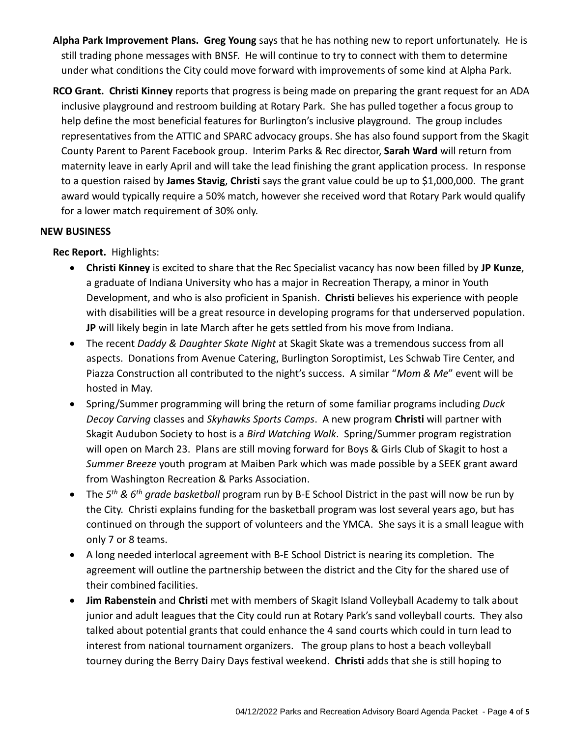**Alpha Park Improvement Plans. Greg Young** says that he has nothing new to report unfortunately. He is still trading phone messages with BNSF. He will continue to try to connect with them to determine under what conditions the City could move forward with improvements of some kind at Alpha Park.

**RCO Grant. Christi Kinney** reports that progress is being made on preparing the grant request for an ADA inclusive playground and restroom building at Rotary Park. She has pulled together a focus group to help define the most beneficial features for Burlington's inclusive playground. The group includes representatives from the ATTIC and SPARC advocacy groups. She has also found support from the Skagit County Parent to Parent Facebook group. Interim Parks & Rec director, **Sarah Ward** will return from maternity leave in early April and will take the lead finishing the grant application process. In response to a question raised by **James Stavig**, **Christi** says the grant value could be up to $1,000,000. The grant award would typically require a 50% match, however she received word that Rotary Park would qualify for a lower match requirement of 30% only.

## NEW BUSINESS

**Rec Report.** Highlights:

- **Christi Kinney** is excited to share that the Rec Specialist vacancy has now been filled by **JP Kunze**, a graduate of Indiana University who has a major in Recreation Therapy, a minor in Youth Development, and who is also proficient in Spanish. **Christi** believes his experience with people with disabilities will be a great resource in developing programs for that underserved population. **JP** will likely begin in late March after he gets settled from his move from Indiana.
- The recent *Daddy & Daughter Skate Night* at Skagit Skate was a tremendous success from all aspects. Donations from Avenue Catering, Burlington Soroptimist, Les Schwab Tire Center, and Piazza Construction all contributed to the night's success. A similar "*Mom & Me*" event will be hosted in May.
- Spring/Summer programming will bring the return of some familiar programs including *Duck Decoy Carving* classes and *Skyhawks Sports Camps*. A new program **Christi** will partner with Skagit Audubon Society to host is a *Bird Watching Walk*. Spring/Summer program registration will open on March 23. Plans are still moving forward for Boys & Girls Club of Skagit to host a *Summer Breeze* youth program at Maiben Park which was made possible by a SEEK grant award from Washington Recreation & Parks Association.
- The *5th & 6th grade basketball* program run by B-E School District in the past will now be run by the City. Christi explains funding for the basketball program was lost several years ago, but has continued on through the support of volunteers and the YMCA. She says it is a small league with only 7 or 8 teams.
- A long needed interlocal agreement with B-E School District is nearing its completion. The agreement will outline the partnership between the district and the City for the shared use of their combined facilities.
- **Jim Rabenstein** and **Christi** met with members of Skagit Island Volleyball Academy to talk about junior and adult leagues that the City could run at Rotary Park's sand volleyball courts. They also talked about potential grants that could enhance the 4 sand courts which could in turn lead to interest from national tournament organizers. The group plans to host a beach volleyball tourney during the Berry Dairy Days festival weekend. **Christi** adds that she is still hoping to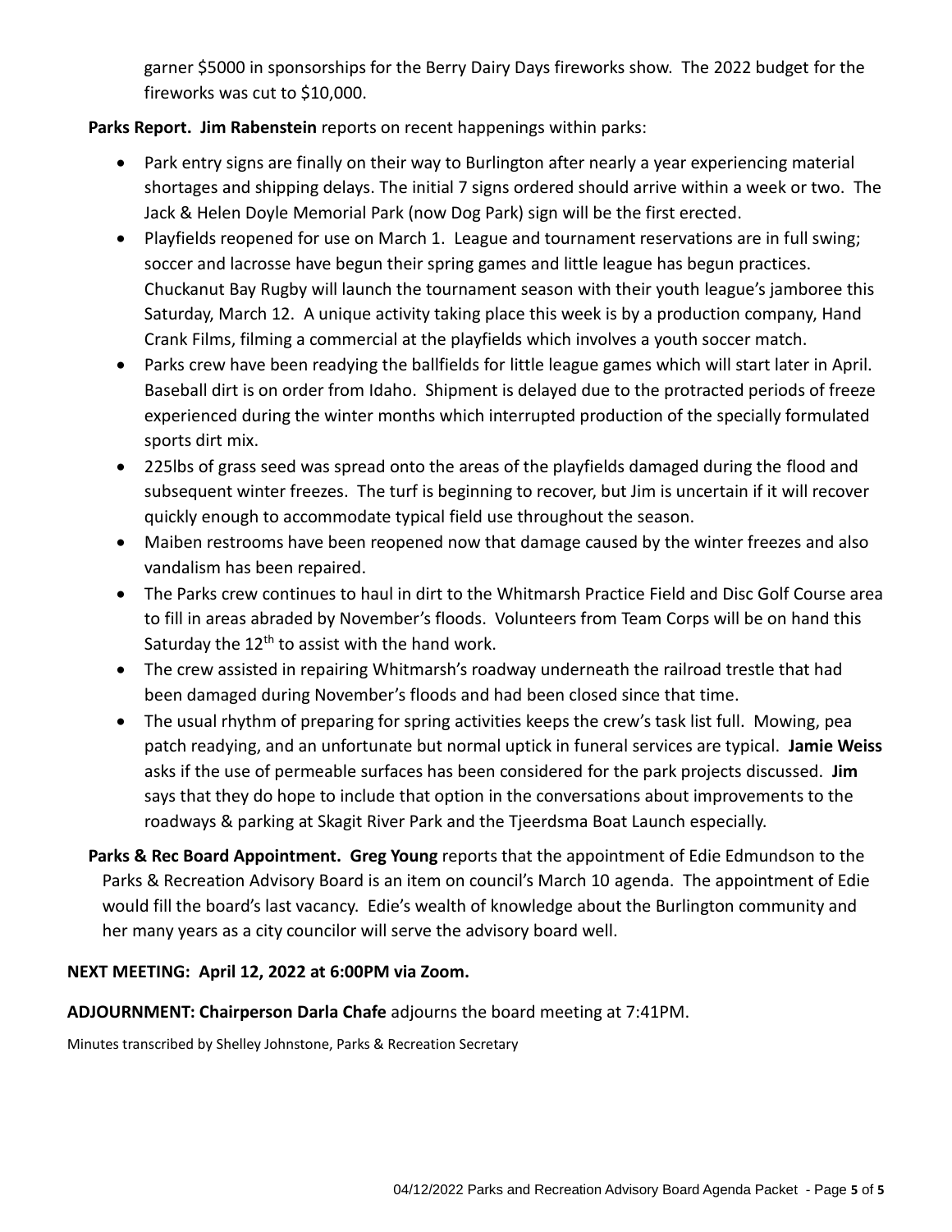garner $5000 in sponsorships for the Berry Dairy Days fireworks show. The 2022 budget for the fireworks was cut to $10,000.

**Parks Report. Jim Rabenstein** reports on recent happenings within parks:

- Park entry signs are finally on their way to Burlington after nearly a year experiencing material shortages and shipping delays. The initial 7 signs ordered should arrive within a week or two. The Jack & Helen Doyle Memorial Park (now Dog Park) sign will be the first erected.
- Playfields reopened for use on March 1. League and tournament reservations are in full swing; soccer and lacrosse have begun their spring games and little league has begun practices. Chuckanut Bay Rugby will launch the tournament season with their youth league's jamboree this Saturday, March 12. A unique activity taking place this week is by a production company, Hand Crank Films, filming a commercial at the playfields which involves a youth soccer match.
- Parks crew have been readying the ballfields for little league games which will start later in April. Baseball dirt is on order from Idaho. Shipment is delayed due to the protracted periods of freeze experienced during the winter months which interrupted production of the specially formulated sports dirt mix.
- 225lbs of grass seed was spread onto the areas of the playfields damaged during the flood and subsequent winter freezes. The turf is beginning to recover, but Jim is uncertain if it will recover quickly enough to accommodate typical field use throughout the season.
- Maiben restrooms have been reopened now that damage caused by the winter freezes and also vandalism has been repaired.
- The Parks crew continues to haul in dirt to the Whitmarsh Practice Field and Disc Golf Course area to fill in areas abraded by November's floods. Volunteers from Team Corps will be on hand this Saturday the 12th to assist with the hand work.
- The crew assisted in repairing Whitmarsh's roadway underneath the railroad trestle that had been damaged during November's floods and had been closed since that time.
- The usual rhythm of preparing for spring activities keeps the crew's task list full. Mowing, pea patch readying, and an unfortunate but normal uptick in funeral services are typical. **Jamie Weiss** asks if the use of permeable surfaces has been considered for the park projects discussed. **Jim** says that they do hope to include that option in the conversations about improvements to the roadways & parking at Skagit River Park and the Tjeerdsma Boat Launch especially.

**Parks & Rec Board Appointment. Greg Young** reports that the appointment of Edie Edmundson to the Parks & Recreation Advisory Board is an item on council's March 10 agenda. The appointment of Edie would fill the board's last vacancy. Edie's wealth of knowledge about the Burlington community and her many years as a city councilor will serve the advisory board well.

**NEXT MEETING: April 12, 2022 at 6:00PM via Zoom.**

**ADJOURNMENT: Chairperson Darla Chafe** adjourns the board meeting at 7:41PM.

Minutes transcribed by Shelley Johnstone, Parks & Recreation Secretary